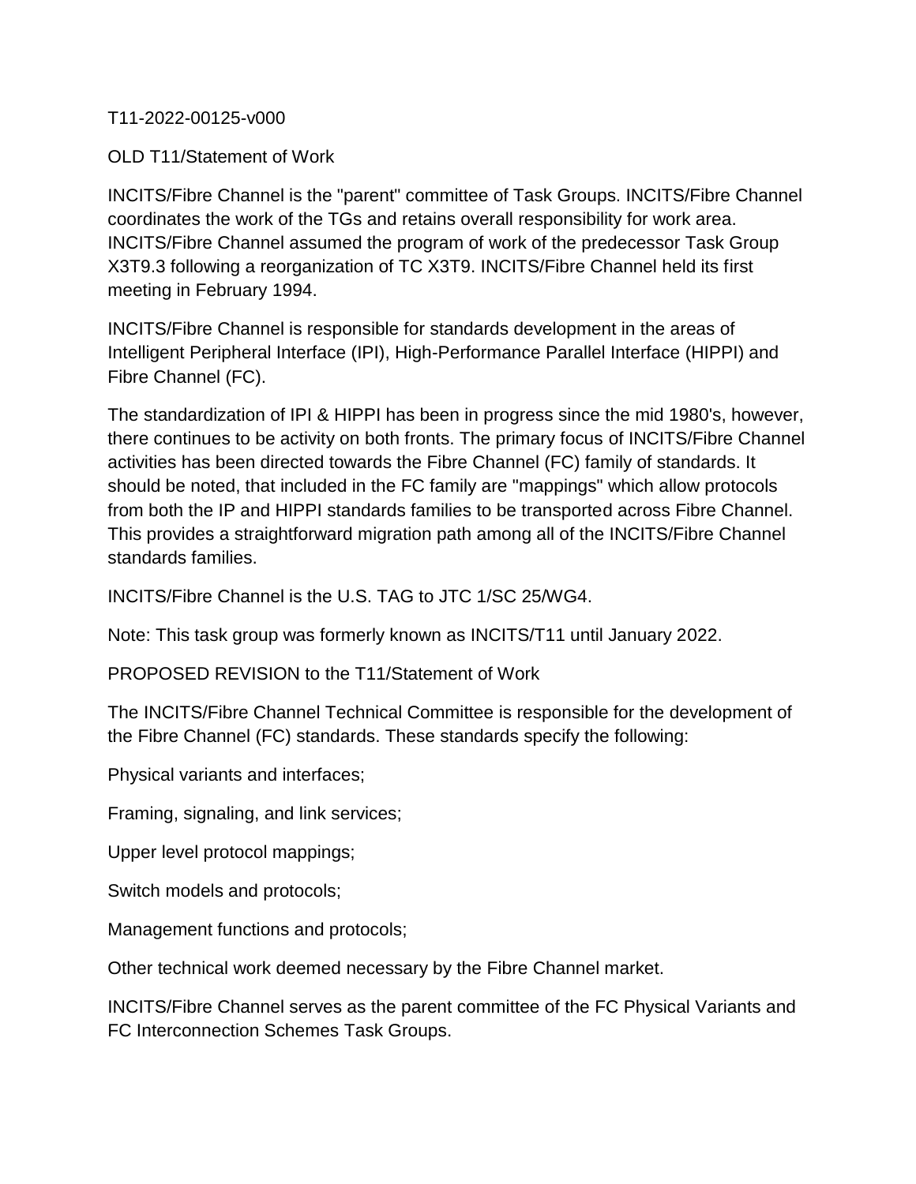T11-2022-00125-v000

OLD T11/Statement of Work

INCITS/Fibre Channel is the "parent" committee of Task Groups. INCITS/Fibre Channel coordinates the work of the TGs and retains overall responsibility for work area. INCITS/Fibre Channel assumed the program of work of the predecessor Task Group X3T9.3 following a reorganization of TC X3T9. INCITS/Fibre Channel held its first meeting in February 1994.

INCITS/Fibre Channel is responsible for standards development in the areas of Intelligent Peripheral Interface (IPI), High-Performance Parallel Interface (HIPPI) and Fibre Channel (FC).

The standardization of IPI & HIPPI has been in progress since the mid 1980's, however, there continues to be activity on both fronts. The primary focus of INCITS/Fibre Channel activities has been directed towards the Fibre Channel (FC) family of standards. It should be noted, that included in the FC family are "mappings" which allow protocols from both the IP and HIPPI standards families to be transported across Fibre Channel. This provides a straightforward migration path among all of the INCITS/Fibre Channel standards families.

INCITS/Fibre Channel is the U.S. TAG to JTC 1/SC 25/WG4.

Note: This task group was formerly known as INCITS/T11 until January 2022.

PROPOSED REVISION to the T11/Statement of Work

The INCITS/Fibre Channel Technical Committee is responsible for the development of the Fibre Channel (FC) standards. These standards specify the following:

Physical variants and interfaces;

Framing, signaling, and link services;

Upper level protocol mappings;

Switch models and protocols;

Management functions and protocols;

Other technical work deemed necessary by the Fibre Channel market.

INCITS/Fibre Channel serves as the parent committee of the FC Physical Variants and FC Interconnection Schemes Task Groups.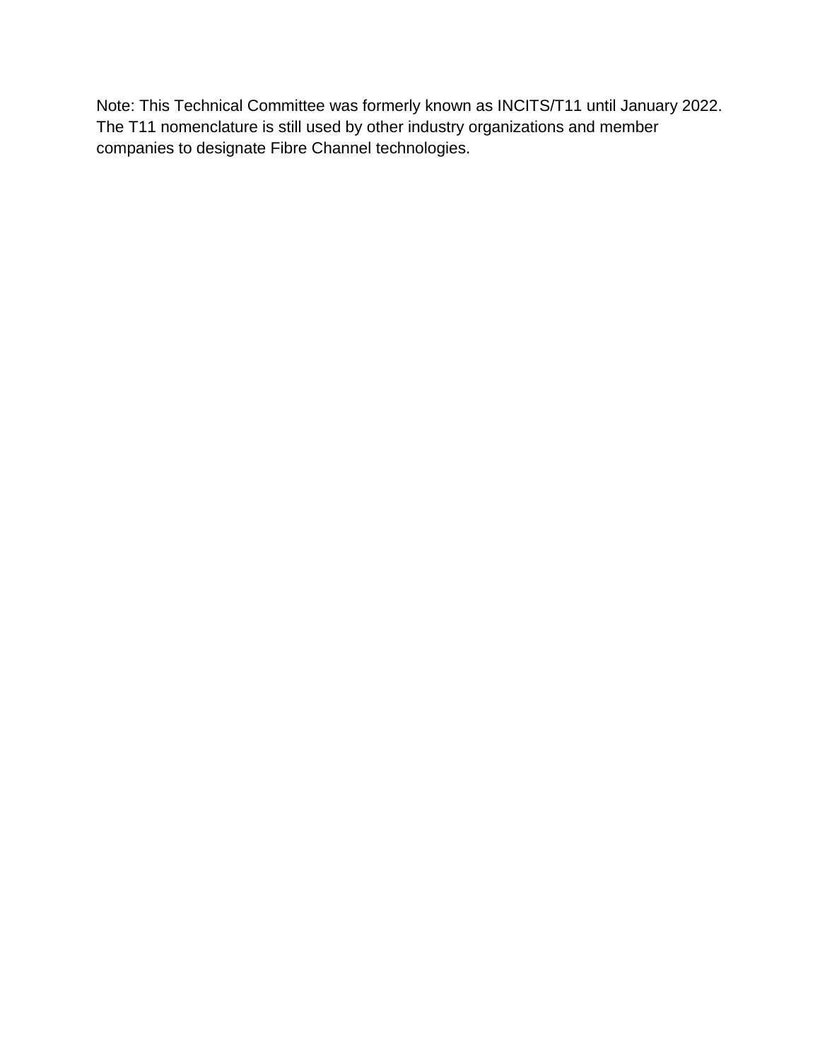Note: This Technical Committee was formerly known as INCITS/T11 until January 2022. The T11 nomenclature is still used by other industry organizations and member companies to designate Fibre Channel technologies.